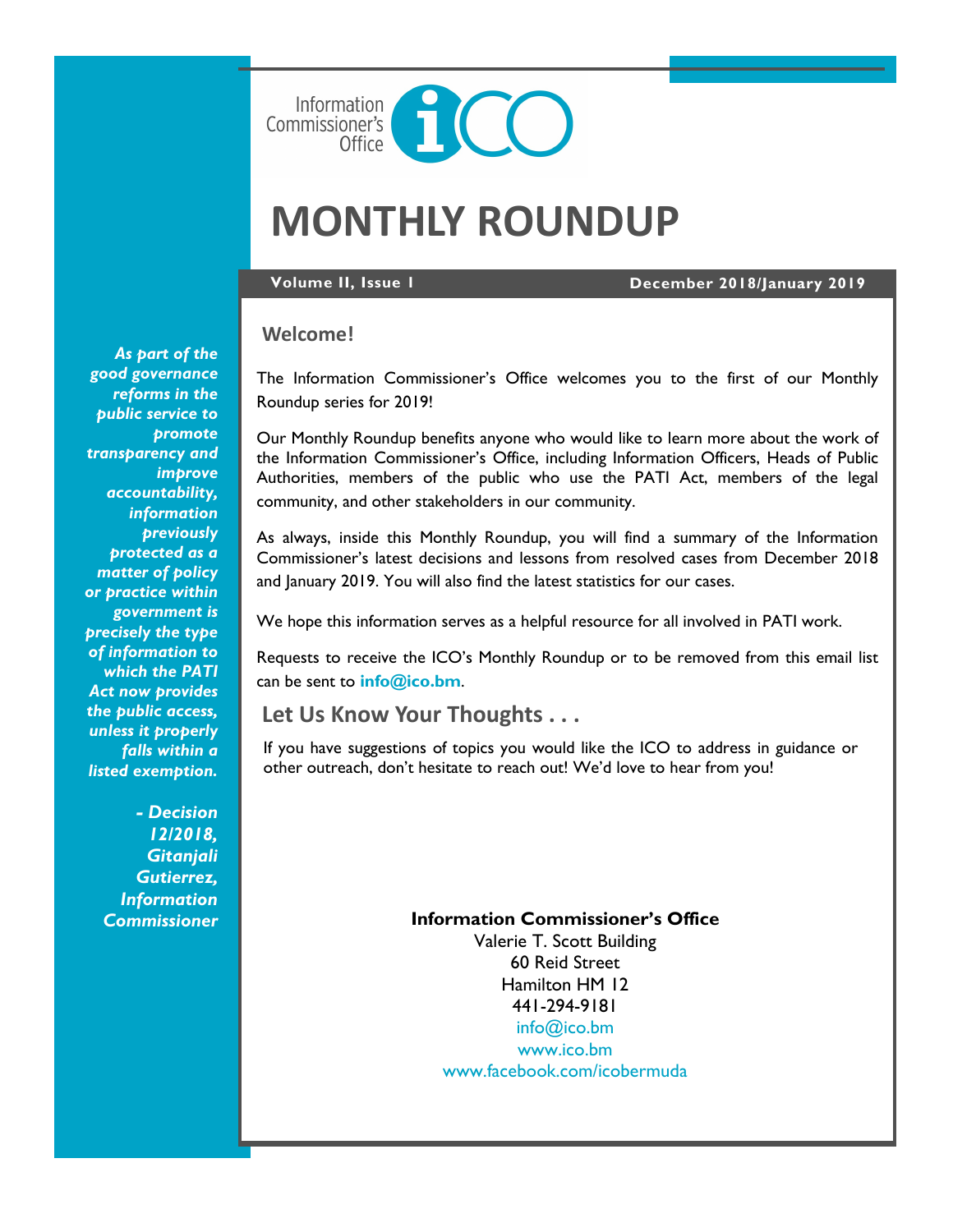Information Commissioner's Office

# MONTHLY ROUNDUP

**Volume II, Issue 1** — **December 2018/January 2019**

*As part of the good governance reforms in the public service to promote transparency and improve accountability, information previously protected as a matter of policy or practice within government is precisely the type of information to which the PATI Act now provides the public access, unless it properly falls within a listed exemption.*

*- Decision 12/2018, Gitanjali Gutierrez, Information Commissioner*

## Welcome!

The Information Commissioner's Office welcomes you to the first of our Monthly Roundup series for 2019!

Our Monthly Roundup benefits anyone who would like to learn more about the work of the Information Commissioner's Office, including Information Officers, Heads of Public Authorities, members of the public who use the PATI Act, members of the legal community, and other stakeholders in our community.

As always, inside this Monthly Roundup, you will find a summary of the Information Commissioner's latest decisions and lessons from resolved cases from December 2018 and January 2019. You will also find the latest statistics for our cases.

We hope this information serves as a helpful resource for all involved in PATI work.

Requests to receive the ICO's Monthly Roundup or to be removed from this email list can be sent to **info@ico.bm**.

## Let Us Know Your Thoughts . . .

If you have suggestions of topics you would like the ICO to address in guidance or other outreach, don't hesitate to reach out! We'd love to hear from you!

**Information Commissioner's Office**
Valerie T. Scott Building
60 Reid Street
Hamilton HM 12
441-294-9181
info@ico.bm
www.ico.bm
www.facebook.com/icobermuda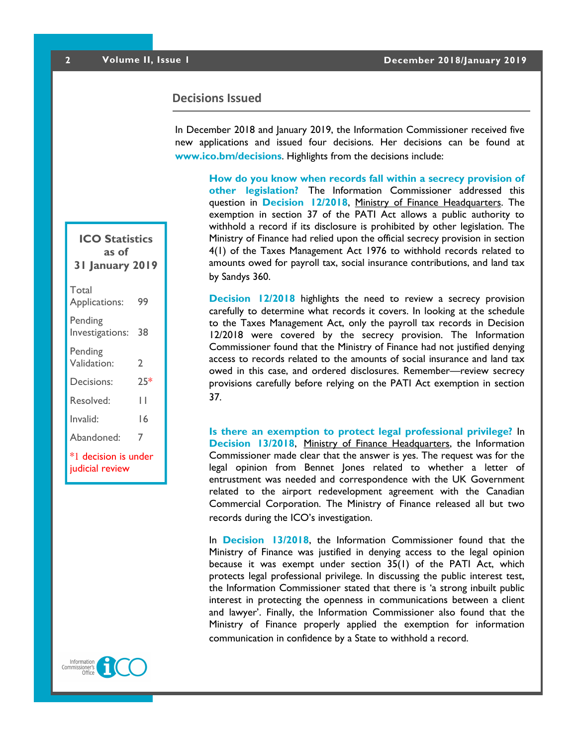## Decisions Issued

In December 2018 and January 2019, the Information Commissioner received five new applications and issued four decisions. Her decisions can be found at **www.ico.bm/decisions**. Highlights from the decisions include:

**How do you know when records fall within a secrecy provision of other legislation?** The Information Commissioner addressed this question in **Decision 12/2018**, Ministry of Finance Headquarters. The exemption in section 37 of the PATI Act allows a public authority to withhold a record if its disclosure is prohibited by other legislation. The Ministry of Finance had relied upon the official secrecy provision in section 4(1) of the Taxes Management Act 1976 to withhold records related to amounts owed for payroll tax, social insurance contributions, and land tax by Sandys 360.

**Decision 12/2018** highlights the need to review a secrecy provision carefully to determine what records it covers. In looking at the schedule to the Taxes Management Act, only the payroll tax records in Decision 12/2018 were covered by the secrecy provision. The Information Commissioner found that the Ministry of Finance had not justified denying access to records related to the amounts of social insurance and land tax owed in this case, and ordered disclosures. Remember—review secrecy provisions carefully before relying on the PATI Act exemption in section 37.

**Is there an exemption to protect legal professional privilege?** In **Decision 13/2018**, Ministry of Finance Headquarters, the Information Commissioner made clear that the answer is yes. The request was for the legal opinion from Bennet Jones related to whether a letter of entrustment was needed and correspondence with the UK Government related to the airport redevelopment agreement with the Canadian Commercial Corporation. The Ministry of Finance released all but two records during the ICO's investigation.

In **Decision 13/2018**, the Information Commissioner found that the Ministry of Finance was justified in denying access to the legal opinion because it was exempt under section 35(1) of the PATI Act, which protects legal professional privilege. In discussing the public interest test, the Information Commissioner stated that there is 'a strong inbuilt public interest in protecting the openness in communications between a client and lawyer'. Finally, the Information Commissioner also found that the Ministry of Finance properly applied the exemption for information communication in confidence by a State to withhold a record.

**ICO Statistics as of 31 January 2019**

| | |
|---|---|
| Total Applications: | 99 |
| Pending Investigations: | 38 |
| Pending Validation: | 2 |
| Decisions: | 25* |
| Resolved: | 11 |
| Invalid: | 16 |
| Abandoned: | 7 |

*1 decision is under judicial review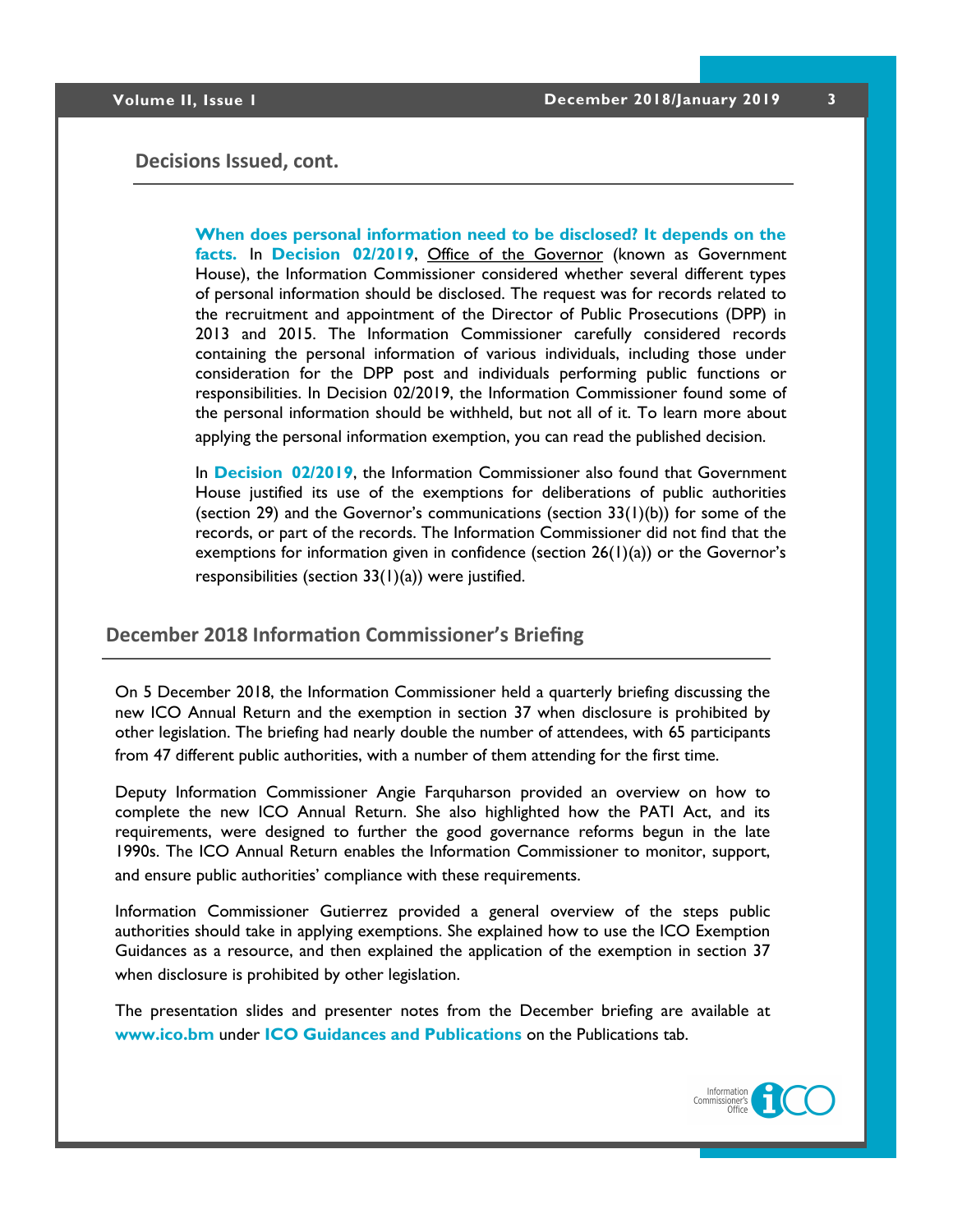## Decisions Issued, cont.

**When does personal information need to be disclosed? It depends on the facts.** In **Decision 02/2019**, Office of the Governor (known as Government House), the Information Commissioner considered whether several different types of personal information should be disclosed. The request was for records related to the recruitment and appointment of the Director of Public Prosecutions (DPP) in 2013 and 2015. The Information Commissioner carefully considered records containing the personal information of various individuals, including those under consideration for the DPP post and individuals performing public functions or responsibilities. In Decision 02/2019, the Information Commissioner found some of the personal information should be withheld, but not all of it. To learn more about applying the personal information exemption, you can read the published decision.

In **Decision 02/2019**, the Information Commissioner also found that Government House justified its use of the exemptions for deliberations of public authorities (section 29) and the Governor's communications (section 33(1)(b)) for some of the records, or part of the records. The Information Commissioner did not find that the exemptions for information given in confidence (section 26(1)(a)) or the Governor's responsibilities (section 33(1)(a)) were justified.

## December 2018 Information Commissioner's Briefing

On 5 December 2018, the Information Commissioner held a quarterly briefing discussing the new ICO Annual Return and the exemption in section 37 when disclosure is prohibited by other legislation. The briefing had nearly double the number of attendees, with 65 participants from 47 different public authorities, with a number of them attending for the first time.

Deputy Information Commissioner Angie Farquharson provided an overview on how to complete the new ICO Annual Return. She also highlighted how the PATI Act, and its requirements, were designed to further the good governance reforms begun in the late 1990s. The ICO Annual Return enables the Information Commissioner to monitor, support, and ensure public authorities' compliance with these requirements.

Information Commissioner Gutierrez provided a general overview of the steps public authorities should take in applying exemptions. She explained how to use the ICO Exemption Guidances as a resource, and then explained the application of the exemption in section 37 when disclosure is prohibited by other legislation.

The presentation slides and presenter notes from the December briefing are available at **www.ico.bm** under **ICO Guidances and Publications** on the Publications tab.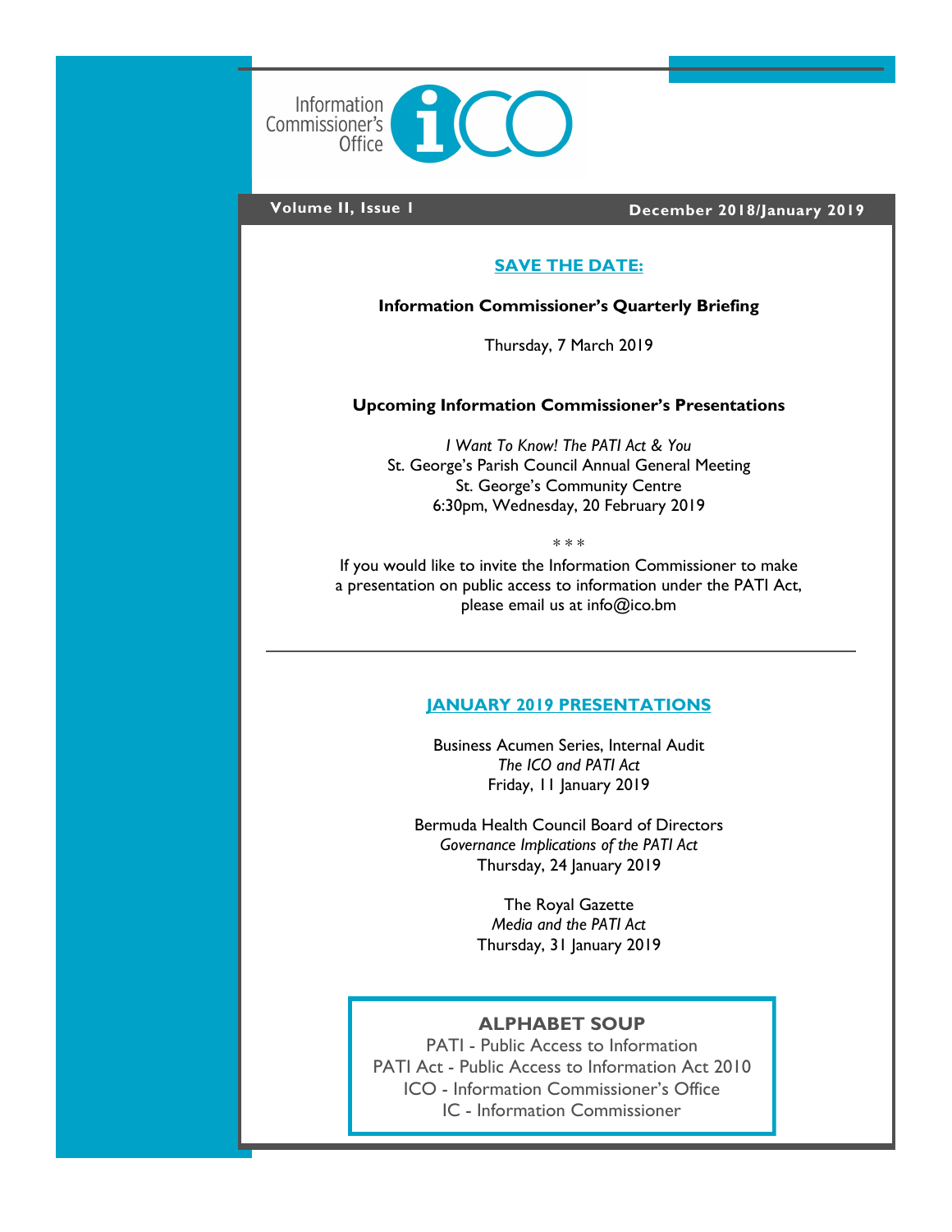Information Commissioner's Office

**Volume II, Issue 1** **December 2018/January 2019**

## SAVE THE DATE:

**Information Commissioner's Quarterly Briefing**

Thursday, 7 March 2019

**Upcoming Information Commissioner's Presentations**

*I Want To Know! The PATI Act & You*
St. George's Parish Council Annual General Meeting
St. George's Community Centre
6:30pm, Wednesday, 20 February 2019

\* \* \*

If you would like to invite the Information Commissioner to make a presentation on public access to information under the PATI Act, please email us at info@ico.bm

---

## JANUARY 2019 PRESENTATIONS

Business Acumen Series, Internal Audit
*The ICO and PATI Act*
Friday, 11 January 2019

Bermuda Health Council Board of Directors
*Governance Implications of the PATI Act*
Thursday, 24 January 2019

The Royal Gazette
*Media and the PATI Act*
Thursday, 31 January 2019

### ALPHABET SOUP

PATI - Public Access to Information
PATI Act - Public Access to Information Act 2010
ICO - Information Commissioner's Office
IC - Information Commissioner